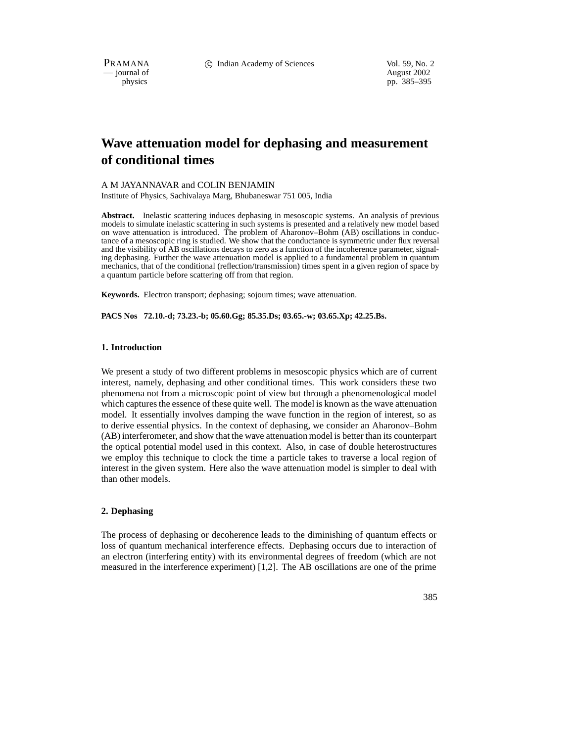# Wave attenuation model for dephasing and measurement of conditional times

A M JAYANNAVAR and COLIN BENJAMIN

Institute of Physics, Sachivalaya Marg, Bhubaneswar 751 005, India

**Abstract.** Inelastic scattering induces dephasing in mesoscopic systems. An analysis of previous models to simulate inelastic scattering in such systems is presented and a relatively new model based on wave attenuation is introduced. The problem of Aharonov–Bohm (AB) oscillations in conductance of a mesoscopic ring is studied. We show that the conductance is symmetric under flux reversal and the visibility of AB oscillations decays to zero as a function of the incoherence parameter, signaling dephasing. Further the wave attenuation model is applied to a fundamental problem in quantum mechanics, that of the conditional (reflection/transmission) times spent in a given region of space by a quantum particle before scattering off from that region.

**Keywords.** Electron transport; dephasing; sojourn times; wave attenuation.

**PACS Nos 72.10.-d; 73.23.-b; 05.60.Gg; 85.35.Ds; 03.65.-w; 03.65.Xp; 42.25.Bs.**

## 1. Introduction

We present a study of two different problems in mesoscopic physics which are of current interest, namely, dephasing and other conditional times. This work considers these two phenomena not from a microscopic point of view but through a phenomenological model which captures the essence of these quite well. The model is known as the wave attenuation model. It essentially involves damping the wave function in the region of interest, so as to derive essential physics. In the context of dephasing, we consider an Aharonov–Bohm (AB) interferometer, and show that the wave attenuation model is better than its counterpart the optical potential model used in this context. Also, in case of double heterostructures we employ this technique to clock the time a particle takes to traverse a local region of interest in the given system. Here also the wave attenuation model is simpler to deal with than other models.

## 2. Dephasing

The process of dephasing or decoherence leads to the diminishing of quantum effects or loss of quantum mechanical interference effects. Dephasing occurs due to interaction of an electron (interfering entity) with its environmental degrees of freedom (which are not measured in the interference experiment) [1,2]. The AB oscillations are one of the prime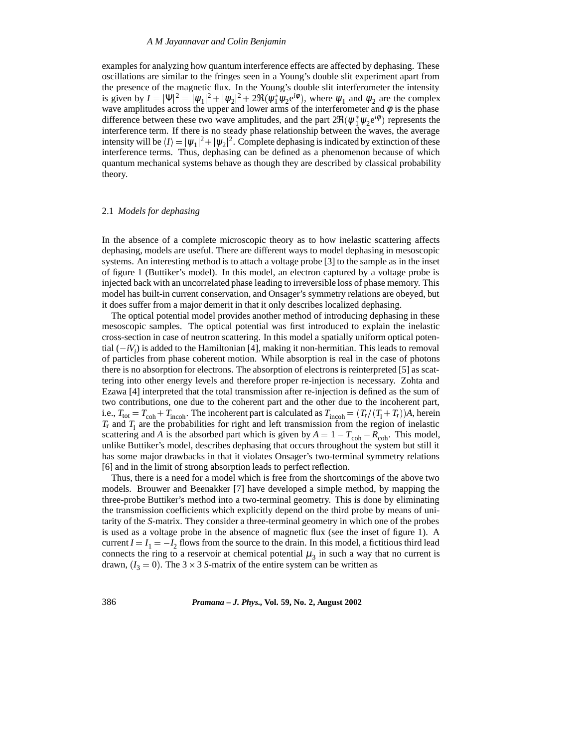examples for analyzing how quantum interference effects are affected by dephasing. These oscillations are similar to the fringes seen in a Young's double slit experiment apart from the presence of the magnetic flux. In the Young's double slit interferometer the intensity is given by $I = |\Psi|^2 = |\psi_1|^2 + |\psi_2|^2 + 2\Re(\psi_1^* \psi_2 e^{i\phi})$, where $\psi_1$ and $\psi_2$ are the complex wave amplitudes across the upper and lower arms of the interferometer and $\phi$ is the phase difference between these two wave amplitudes, and the part $2\Re(\psi_1^* \psi_2 e^{i\phi})$ represents the interference term. If there is no steady phase relationship between the waves, the average intensity will be $\langle I \rangle = |\psi_1|^2 + |\psi_2|^2$. Complete dephasing is indicated by extinction of these interference terms. Thus, dephasing can be defined as a phenomenon because of which quantum mechanical systems behave as though they are described by classical probability theory.

### 2.1 *Models for dephasing*

In the absence of a complete microscopic theory as to how inelastic scattering affects dephasing, models are useful. There are different ways to model dephasing in mesoscopic systems. An interesting method is to attach a voltage probe [3] to the sample as in the inset of figure 1 (Buttiker's model). In this model, an electron captured by a voltage probe is injected back with an uncorrelated phase leading to irreversible loss of phase memory. This model has built-in current conservation, and Onsager's symmetry relations are obeyed, but it does suffer from a major demerit in that it only describes localized dephasing.

The optical potential model provides another method of introducing dephasing in these mesoscopic samples. The optical potential was first introduced to explain the inelastic cross-section in case of neutron scattering. In this model a spatially uniform optical potential ($-iV_i$) is added to the Hamiltonian [4], making it non-hermitian. This leads to removal of particles from phase coherent motion. While absorption is real in the case of photons there is no absorption for electrons. The absorption of electrons is reinterpreted [5] as scattering into other energy levels and therefore proper re-injection is necessary. Zohta and Ezawa [4] interpreted that the total transmission after re-injection is defined as the sum of two contributions, one due to the coherent part and the other due to the incoherent part, i.e., $T_{\text{tot}} = T_{\text{coh}} + T_{\text{incoh}}$. The incoherent part is calculated as $T_{\text{incoh}} = (T_{\text{r}}/(T_{\text{l}} + T_{\text{r}}))A$, herein $T_{\text{r}}$ and $T_{\text{l}}$ are the probabilities for right and left transmission from the region of inelastic scattering and $A$ is the absorbed part which is given by $A = 1 - T_{\text{coh}} - R_{\text{coh}}$. This model, unlike Buttiker's model, describes dephasing that occurs throughout the system but still it has some major drawbacks in that it violates Onsager's two-terminal symmetry relations [6] and in the limit of strong absorption leads to perfect reflection.

Thus, there is a need for a model which is free from the shortcomings of the above two models. Brouwer and Beenakker [7] have developed a simple method, by mapping the three-probe Buttiker's method into a two-terminal geometry. This is done by eliminating the transmission coefficients which explicitly depend on the third probe by means of unitarity of the *S*-matrix. They consider a three-terminal geometry in which one of the probes is used as a voltage probe in the absence of magnetic flux (see the inset of figure 1). A current $I = I_1 = -I_2$ flows from the source to the drain. In this model, a fictitious third lead connects the ring to a reservoir at chemical potential $\mu_3$ in such a way that no current is drawn, ($I_3 = 0$). The $3 \times 3$ *S*-matrix of the entire system can be written as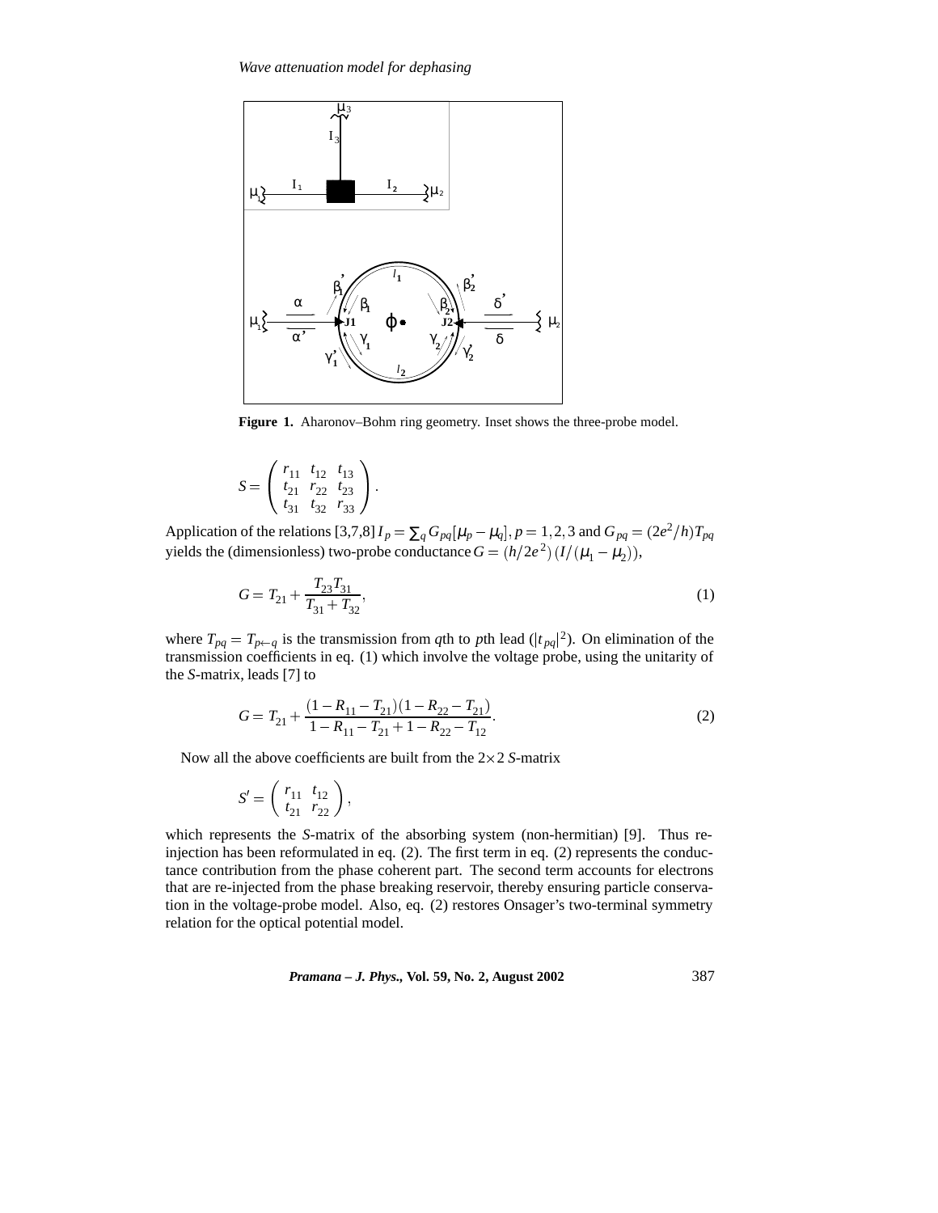Figure 1. Aharonov–Bohm ring geometry. Inset shows the three-probe model.

$$S = \begin{pmatrix} r_{11} & t_{12} & t_{13} \\ t_{21} & r_{22} & t_{23} \\ t_{31} & t_{32} & r_{33} \end{pmatrix}.$$

Application of the relations [3,7,8] $I_p = \sum_q G_{pq}[\mu_p - \mu_q]$, $p = 1,2,3$ and $G_{pq} = (2e^2/h)T_{pq}$ yields the (dimensionless) two-probe conductance $G = (h/2e^2)(I/(\mu_1 - \mu_2))$,

$$G = T_{21} + \frac{T_{23}T_{31}}{T_{31} + T_{32}}, \tag{1}$$

where $T_{pq} = T_{p\leftarrow q}$ is the transmission from $q$th to $p$th lead ($|t_{pq}|^2$). On elimination of the transmission coefficients in eq. (1) which involve the voltage probe, using the unitarity of the $S$-matrix, leads [7] to

$$G = T_{21} + \frac{(1 - R_{11} - T_{21})(1 - R_{22} - T_{21})}{1 - R_{11} - T_{21} + 1 - R_{22} - T_{12}}. \tag{2}$$

Now all the above coefficients are built from the $2\times 2$ $S$-matrix

$$S' = \begin{pmatrix} r_{11} & t_{12} \\ t_{21} & r_{22} \end{pmatrix},$$

which represents the $S$-matrix of the absorbing system (non-hermitian) [9]. Thus re-injection has been reformulated in eq. (2). The first term in eq. (2) represents the conductance contribution from the phase coherent part. The second term accounts for electrons that are re-injected from the phase breaking reservoir, thereby ensuring particle conservation in the voltage-probe model. Also, eq. (2) restores Onsager's two-terminal symmetry relation for the optical potential model.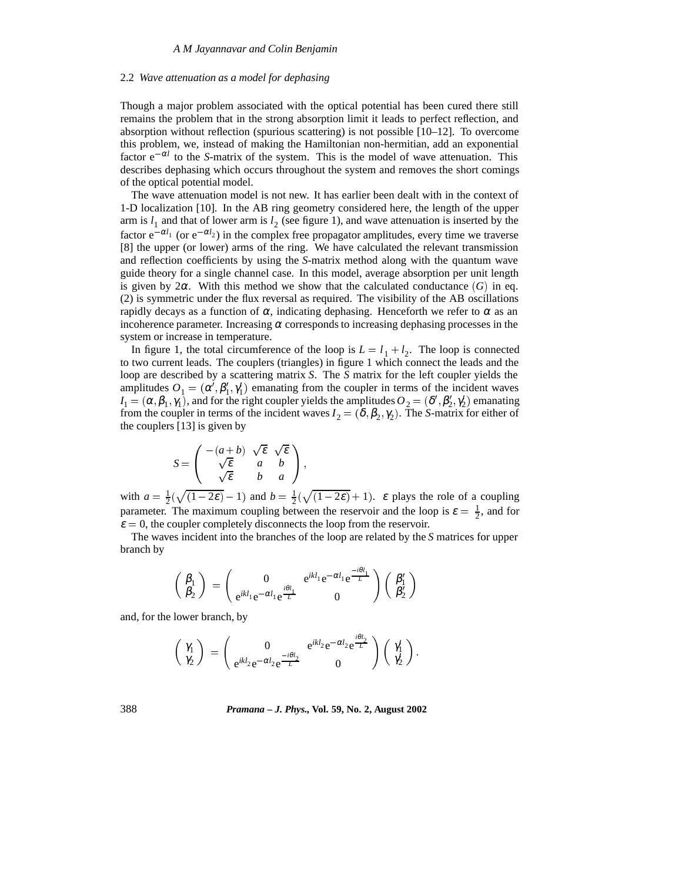## 2.2 *Wave attenuation as a model for dephasing*

Though a major problem associated with the optical potential has been cured there still remains the problem that in the strong absorption limit it leads to perfect reflection, and absorption without reflection (spurious scattering) is not possible [10–12]. To overcome this problem, we, instead of making the Hamiltonian non-hermitian, add an exponential factor $e^{-\alpha l}$ to the *S*-matrix of the system. This is the model of wave attenuation. This describes dephasing which occurs throughout the system and removes the short comings of the optical potential model.

The wave attenuation model is not new. It has earlier been dealt with in the context of 1-D localization [10]. In the AB ring geometry considered here, the length of the upper arm is $l_1$ and that of lower arm is $l_2$ (see figure 1), and wave attenuation is inserted by the factor $e^{-\alpha l_1}$ (or $e^{-\alpha l_2}$) in the complex free propagator amplitudes, every time we traverse [8] the upper (or lower) arms of the ring. We have calculated the relevant transmission and reflection coefficients by using the *S*-matrix method along with the quantum wave guide theory for a single channel case. In this model, average absorption per unit length is given by $2\alpha$. With this method we show that the calculated conductance $(G)$ in eq. (2) is symmetric under the flux reversal as required. The visibility of the AB oscillations rapidly decays as a function of $\alpha$, indicating dephasing. Henceforth we refer to $\alpha$ as an incoherence parameter. Increasing $\alpha$ corresponds to increasing dephasing processes in the system or increase in temperature.

In figure 1, the total circumference of the loop is $L = l_1 + l_2$. The loop is connected to two current leads. The couplers (triangles) in figure 1 which connect the leads and the loop are described by a scattering matrix *S*. The *S* matrix for the left coupler yields the amplitudes $O_1 = (\alpha', \beta_1', \gamma_1')$ emanating from the coupler in terms of the incident waves $I_1 = (\alpha, \beta_1, \gamma_1)$, and for the right coupler yields the amplitudes $O_2 = (\delta', \beta_2', \gamma_2')$ emanating from the coupler in terms of the incident waves $I_2 = (\delta, \beta_2, \gamma_2)$. The *S*-matrix for either of the couplers [13] is given by

$$S = \begin{pmatrix} -(a+b) & \sqrt{\epsilon} & \sqrt{\epsilon} \\ \sqrt{\epsilon} & a & b \\ \sqrt{\epsilon} & b & a \end{pmatrix},$$

with $a = \frac{1}{2}(\sqrt{(1-2\epsilon)} - 1)$ and $b = \frac{1}{2}(\sqrt{(1-2\epsilon)} + 1)$. $\epsilon$ plays the role of a coupling parameter. The maximum coupling between the reservoir and the loop is $\epsilon = \frac{1}{2}$, and for $\epsilon = 0$, the coupler completely disconnects the loop from the reservoir.

The waves incident into the branches of the loop are related by the *S* matrices for upper branch by

$$\begin{pmatrix} \beta_1 \\ \beta_2 \end{pmatrix} = \begin{pmatrix} 0 & e^{ikl_1} e^{-\alpha l_1} e^{\frac{-i\theta l_1}{L}} \\ e^{ikl_1} e^{-\alpha l_1} e^{\frac{i\theta l_1}{L}} & 0 \end{pmatrix} \begin{pmatrix} \beta_1' \\ \beta_2' \end{pmatrix}$$

and, for the lower branch, by

$$\begin{pmatrix} \gamma_1 \\ \gamma_2 \end{pmatrix} = \begin{pmatrix} 0 & e^{ikl_2} e^{-\alpha l_2} e^{\frac{i\theta l_2}{L}} \\ e^{ikl_2} e^{-\alpha l_2} e^{\frac{-i\theta l_2}{L}} & 0 \end{pmatrix} \begin{pmatrix} \gamma_1' \\ \gamma_2' \end{pmatrix}.$$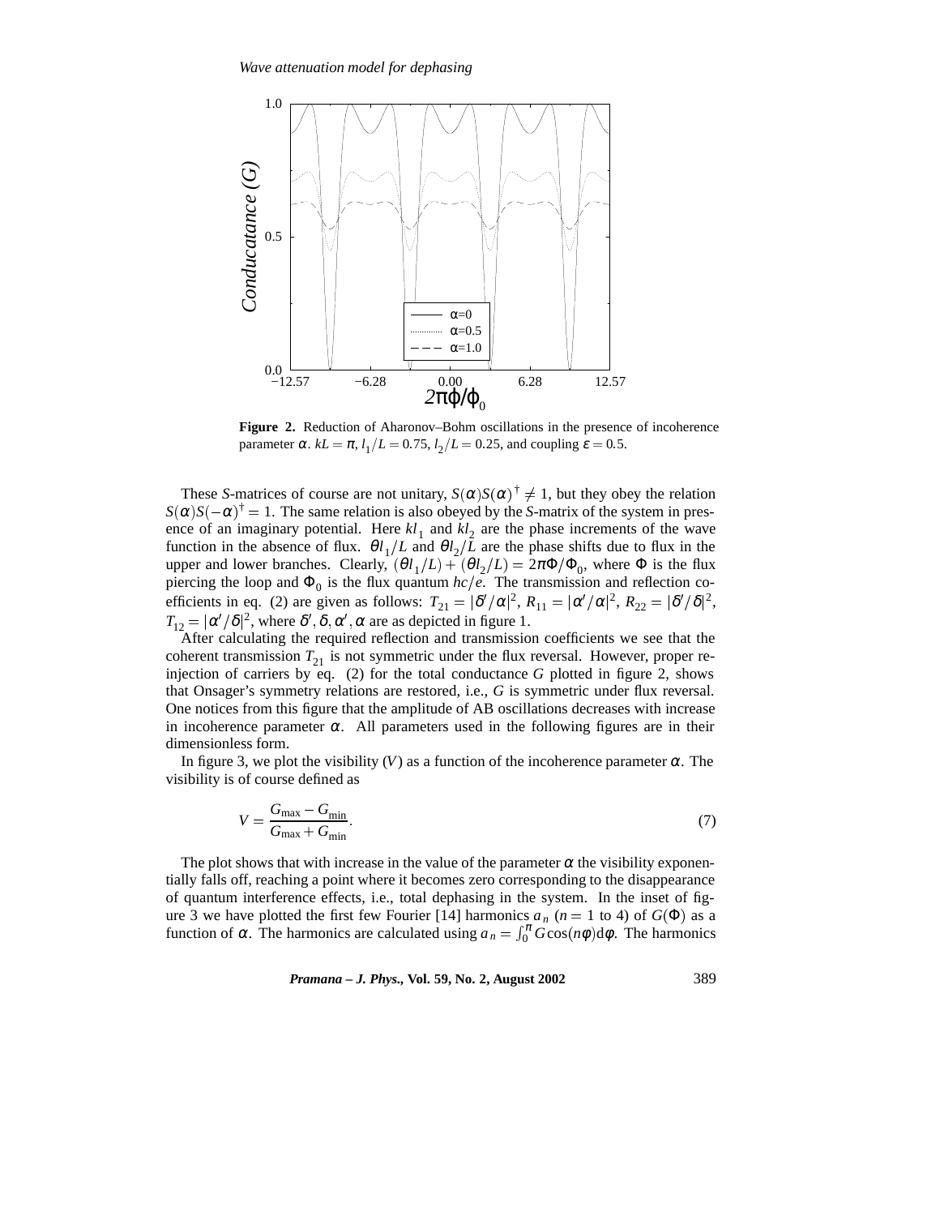1.0

Conducatance (G)

0.5

0.0

−12.57

−6.28

0.00

6.28

12.57

$2\pi\phi/\phi_0$

α=0

α=0.5

α=1.0

**Figure 2.** Reduction of Aharonov–Bohm oscillations in the presence of incoherence parameter $\alpha$. $kL = \pi$, $l_1/L = 0.75$, $l_2/L = 0.25$, and coupling $\varepsilon = 0.5$.

These *S*-matrices of course are not unitary, $S(\alpha)S(\alpha)^\dagger \neq 1$, but they obey the relation $S(\alpha)S(-\alpha)^\dagger = 1$. The same relation is also obeyed by the *S*-matrix of the system in presence of an imaginary potential. Here $kl_1$ and $kl_2$ are the phase increments of the wave function in the absence of flux. $\theta l_1/L$ and $\theta l_2/L$ are the phase shifts due to flux in the upper and lower branches. Clearly, $(\theta l_1/L) + (\theta l_2/L) = 2\pi\Phi/\Phi_0$, where $\Phi$ is the flux piercing the loop and $\Phi_0$ is the flux quantum $hc/e$. The transmission and reflection coefficients in eq. (2) are given as follows: $T_{21} = |\delta'/\alpha|^2$, $R_{11} = |\alpha'/\alpha|^2$, $R_{22} = |\delta'/\delta|^2$, $T_{12} = |\alpha'/\delta|^2$, where $\delta', \delta, \alpha', \alpha$ are as depicted in figure 1.

After calculating the required reflection and transmission coefficients we see that the coherent transmission $T_{21}$ is not symmetric under the flux reversal. However, proper reinjection of carriers by eq. (2) for the total conductance *G* plotted in figure 2, shows that Onsager's symmetry relations are restored, i.e., *G* is symmetric under flux reversal. One notices from this figure that the amplitude of AB oscillations decreases with increase in incoherence parameter $\alpha$. All parameters used in the following figures are in their dimensionless form.

In figure 3, we plot the visibility ($V$) as a function of the incoherence parameter $\alpha$. The visibility is of course defined as

$$V = \frac{G_{\max} - G_{\min}}{G_{\max} + G_{\min}}. \tag{7}$$

The plot shows that with increase in the value of the parameter $\alpha$ the visibility exponentially falls off, reaching a point where it becomes zero corresponding to the disappearance of quantum interference effects, i.e., total dephasing in the system. In the inset of figure 3 we have plotted the first few Fourier [14] harmonics $a_n$ ($n = 1$ to 4) of $G(\Phi)$ as a function of $\alpha$. The harmonics are calculated using $a_n = \int_0^\pi G\cos(n\phi)\mathrm{d}\phi$. The harmonics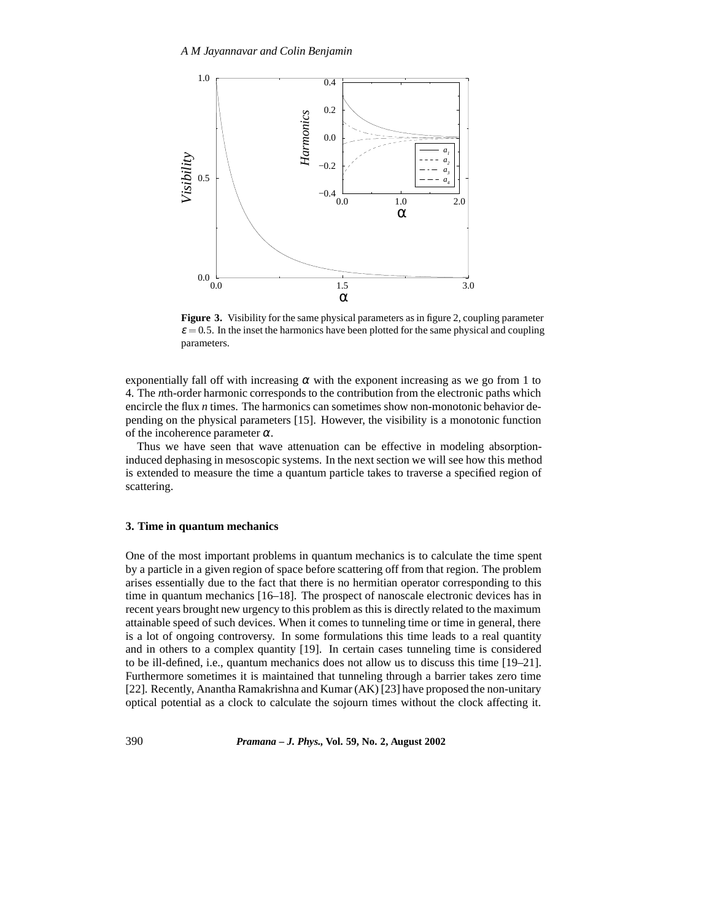1.0

0.5

0.0

0.0

1.5

3.0

Visibility

α

0.4

0.2

0.0

−0.2

−0.4

0.0

1.0

2.0

Harmonics

α

$a_1$

$a_2$

$a_3$

$a_4$

**Figure 3.** Visibility for the same physical parameters as in figure 2, coupling parameter $\varepsilon = 0.5$. In the inset the harmonics have been plotted for the same physical and coupling parameters.

exponentially fall off with increasing $\alpha$ with the exponent increasing as we go from 1 to 4. The *n*th-order harmonic corresponds to the contribution from the electronic paths which encircle the flux *n* times. The harmonics can sometimes show non-monotonic behavior depending on the physical parameters [15]. However, the visibility is a monotonic function of the incoherence parameter $\alpha$.

Thus we have seen that wave attenuation can be effective in modeling absorption-induced dephasing in mesoscopic systems. In the next section we will see how this method is extended to measure the time a quantum particle takes to traverse a specified region of scattering.

### 3. Time in quantum mechanics

One of the most important problems in quantum mechanics is to calculate the time spent by a particle in a given region of space before scattering off from that region. The problem arises essentially due to the fact that there is no hermitian operator corresponding to this time in quantum mechanics [16–18]. The prospect of nanoscale electronic devices has in recent years brought new urgency to this problem as this is directly related to the maximum attainable speed of such devices. When it comes to tunneling time or time in general, there is a lot of ongoing controversy. In some formulations this time leads to a real quantity and in others to a complex quantity [19]. In certain cases tunneling time is considered to be ill-defined, i.e., quantum mechanics does not allow us to discuss this time [19–21]. Furthermore sometimes it is maintained that tunneling through a barrier takes zero time [22]. Recently, Anantha Ramakrishna and Kumar (AK) [23] have proposed the non-unitary optical potential as a clock to calculate the sojourn times without the clock affecting it.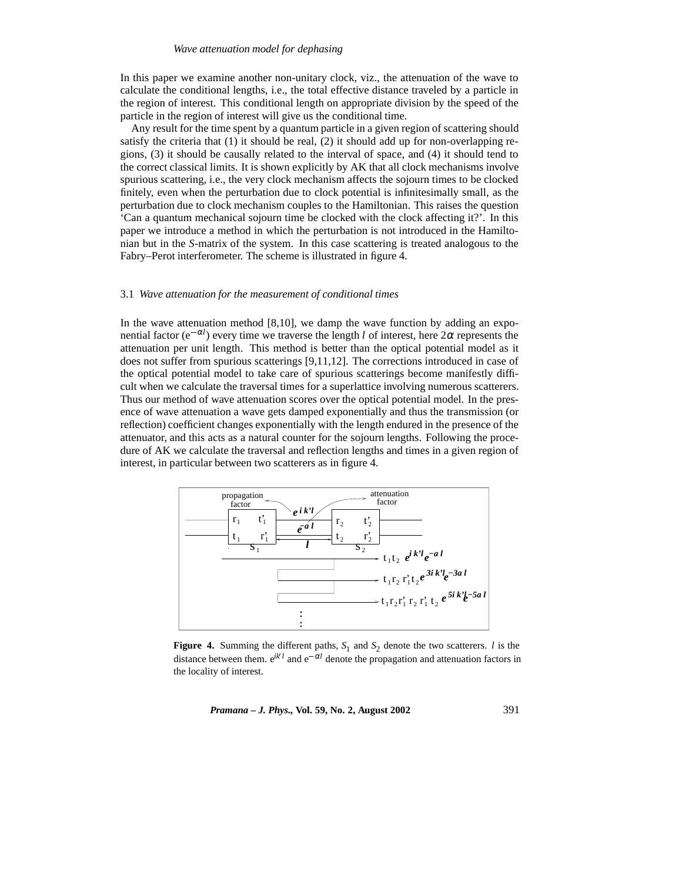In this paper we examine another non-unitary clock, viz., the attenuation of the wave to calculate the conditional lengths, i.e., the total effective distance traveled by a particle in the region of interest. This conditional length on appropriate division by the speed of the particle in the region of interest will give us the conditional time.

Any result for the time spent by a quantum particle in a given region of scattering should satisfy the criteria that (1) it should be real, (2) it should add up for non-overlapping regions, (3) it should be causally related to the interval of space, and (4) it should tend to the correct classical limits. It is shown explicitly by AK that all clock mechanisms involve spurious scattering, i.e., the very clock mechanism affects the sojourn times to be clocked finitely, even when the perturbation due to clock potential is infinitesimally small, as the perturbation due to clock mechanism couples to the Hamiltonian. This raises the question 'Can a quantum mechanical sojourn time be clocked with the clock affecting it?'. In this paper we introduce a method in which the perturbation is not introduced in the Hamiltonian but in the *S*-matrix of the system. In this case scattering is treated analogous to the Fabry–Perot interferometer. The scheme is illustrated in figure 4.

### 3.1 *Wave attenuation for the measurement of conditional times*

In the wave attenuation method [8,10], we damp the wave function by adding an exponential factor ($e^{-\alpha l}$) every time we traverse the length $l$ of interest, here $2\alpha$ represents the attenuation per unit length. This method is better than the optical potential model as it does not suffer from spurious scatterings [9,11,12]. The corrections introduced in case of the optical potential model to take care of spurious scatterings become manifestly difficult when we calculate the traversal times for a superlattice involving numerous scatterers. Thus our method of wave attenuation scores over the optical potential model. In the presence of wave attenuation a wave gets damped exponentially and thus the transmission (or reflection) coefficient changes exponentially with the length endured in the presence of the attenuator, and this acts as a natural counter for the sojourn lengths. Following the procedure of AK we calculate the traversal and reflection lengths and times in a given region of interest, in particular between two scatterers as in figure 4.

propagation factor
attenuation factor
$e^{ik'l}$
$e^{-al}$
$r_1$ $t'_1$
$t_1$ $r'_1$
$S_1$
$r_2$ $t'_2$
$t_2$ $r'_2$
$S_2$
$l$
$t_1 t_2\, e^{ik'l} e^{-al}$
$t_1 r_2 r'_1 t_2\, e^{3ik'l} e^{-3al}$
$t_1 r_2 r'_1 r_2 r'_1 t_2\, e^{5ik'l} e^{-5al}$
⋮

**Figure 4.** Summing the different paths, $S_1$ and $S_2$ denote the two scatterers. $l$ is the distance between them. $e^{ik'l}$ and $e^{-\alpha l}$ denote the propagation and attenuation factors in the locality of interest.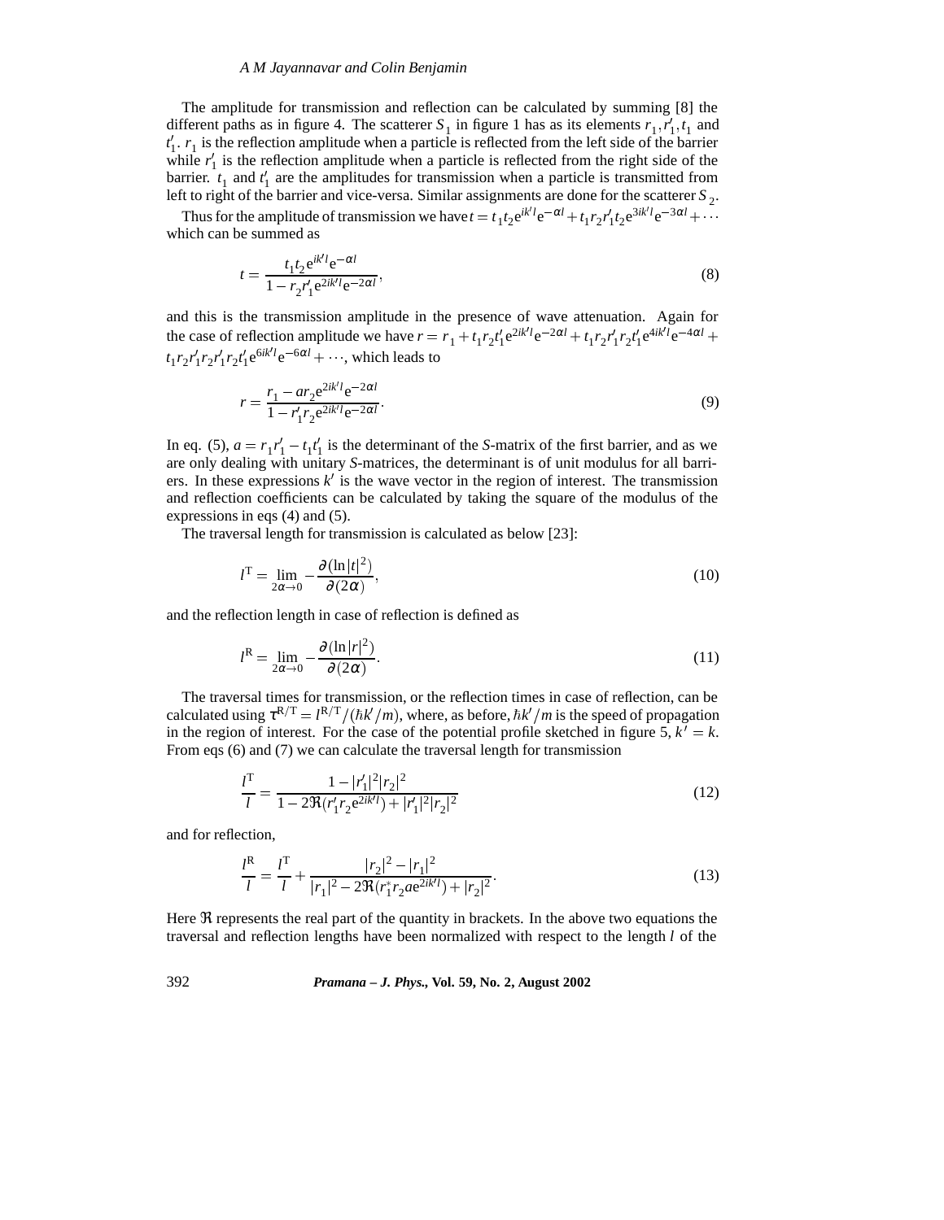The amplitude for transmission and reflection can be calculated by summing [8] the different paths as in figure 4. The scatterer $S_1$ in figure 1 has as its elements $r_1, r_1', t_1$ and $t_1'$. $r_1$ is the reflection amplitude when a particle is reflected from the left side of the barrier while $r_1'$ is the reflection amplitude when a particle is reflected from the right side of the barrier. $t_1$ and $t_1'$ are the amplitudes for transmission when a particle is transmitted from left to right of the barrier and vice-versa. Similar assignments are done for the scatterer $S_2$.

Thus for the amplitude of transmission we have $t = t_1 t_2 e^{ik'l} e^{-\alpha l} + t_1 r_2 r_1' t_2 e^{3ik'l} e^{-3\alpha l} + \cdots$ which can be summed as

$$t = \frac{t_1 t_2 e^{ik'l} e^{-\alpha l}}{1 - r_2 r_1' e^{2ik'l} e^{-2\alpha l}}, \tag{8}$$

and this is the transmission amplitude in the presence of wave attenuation. Again for the case of reflection amplitude we have $r = r_1 + t_1 r_2 t_1' e^{2ik'l} e^{-2\alpha l} + t_1 r_2 r_1' r_2 t_1' e^{4ik'l} e^{-4\alpha l} + t_1 r_2 r_1' r_2 r_1' r_2 t_1' e^{6ik'l} e^{-6\alpha l} + \cdots$, which leads to

$$r = \frac{r_1 - a r_2 e^{2ik'l} e^{-2\alpha l}}{1 - r_1' r_2 e^{2ik'l} e^{-2\alpha l}}. \tag{9}$$

In eq. (5), $a = r_1 r_1' - t_1 t_1'$ is the determinant of the *S*-matrix of the first barrier, and as we are only dealing with unitary *S*-matrices, the determinant is of unit modulus for all barriers. In these expressions $k'$ is the wave vector in the region of interest. The transmission and reflection coefficients can be calculated by taking the square of the modulus of the expressions in eqs (4) and (5).

The traversal length for transmission is calculated as below [23]:

$$l^{\mathrm{T}} = \lim_{2\alpha \to 0} - \frac{\partial(\ln |t|^2)}{\partial(2\alpha)}, \tag{10}$$

and the reflection length in case of reflection is defined as

$$l^{\mathrm{R}} = \lim_{2\alpha \to 0} - \frac{\partial(\ln |r|^2)}{\partial(2\alpha)}. \tag{11}$$

The traversal times for transmission, or the reflection times in case of reflection, can be calculated using $\tau^{\mathrm{R/T}} = l^{\mathrm{R/T}}/(\hbar k'/m)$, where, as before, $\hbar k'/m$ is the speed of propagation in the region of interest. For the case of the potential profile sketched in figure 5, $k' = k$. From eqs (6) and (7) we can calculate the traversal length for transmission

$$\frac{l^{\mathrm{T}}}{l} = \frac{1 - |r_1'|^2 |r_2|^2}{1 - 2\Re(r_1' r_2 e^{2ik'l}) + |r_1'|^2 |r_2|^2} \tag{12}$$

and for reflection,

$$\frac{l^{\mathrm{R}}}{l} = \frac{l^{\mathrm{T}}}{l} + \frac{|r_2|^2 - |r_1|^2}{|r_1|^2 - 2\Re(r_1^* r_2 a e^{2ik'l}) + |r_2|^2}. \tag{13}$$

Here $\Re$ represents the real part of the quantity in brackets. In the above two equations the traversal and reflection lengths have been normalized with respect to the length $l$ of the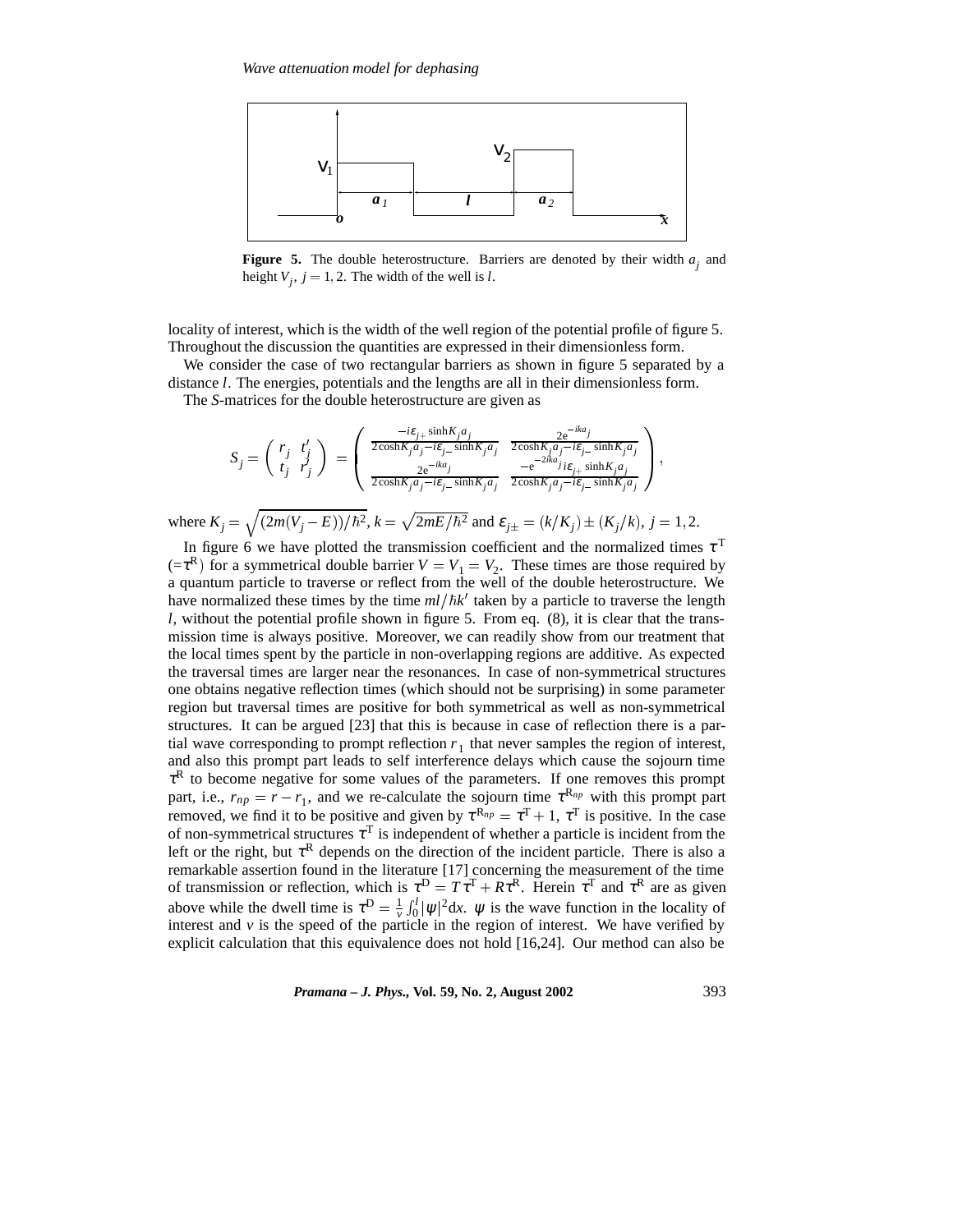V1

V2

a 1

l

a 2

o

x

**Figure 5.** The double heterostructure. Barriers are denoted by their width $a_j$ and height $V_j$, $j = 1, 2$. The width of the well is $l$.

locality of interest, which is the width of the well region of the potential profile of figure 5. Throughout the discussion the quantities are expressed in their dimensionless form.

We consider the case of two rectangular barriers as shown in figure 5 separated by a distance $l$. The energies, potentials and the lengths are all in their dimensionless form.

The *S*-matrices for the double heterostructure are given as

$$S_j = \begin{pmatrix} r_j & t'_j \\ t_j & r'_j \end{pmatrix} = \begin{pmatrix} \frac{-i\varepsilon_{j+}\sinh K_j a_j}{2\cosh K_j a_j - i\varepsilon_{j-}\sinh K_j a_j} & \frac{2e^{-ika_j}}{2\cosh K_j a_j - i\varepsilon_{j-}\sinh K_j a_j} \\ \frac{2e^{-ika_j}}{2\cosh K_j a_j - i\varepsilon_{j-}\sinh K_j a_j} & \frac{-e^{-2ika_j} i\varepsilon_{j+}\sinh K_j a_j}{2\cosh K_j a_j - i\varepsilon_{j-}\sinh K_j a_j} \end{pmatrix},$$

where $K_j = \sqrt{(2m(V_j - E))/\hbar^2}$, $k = \sqrt{2mE/\hbar^2}$ and $\varepsilon_{j\pm} = (k/K_j) \pm (K_j/k)$, $j = 1, 2$.

In figure 6 we have plotted the transmission coefficient and the normalized times $\tau^{\mathrm{T}}$ ($=\tau^{\mathrm{R}}$) for a symmetrical double barrier $V = V_1 = V_2$. These times are those required by a quantum particle to traverse or reflect from the well of the double heterostructure. We have normalized these times by the time $ml/\hbar k'$ taken by a particle to traverse the length $l$, without the potential profile shown in figure 5. From eq. (8), it is clear that the transmission time is always positive. Moreover, we can readily show from our treatment that the local times spent by the particle in non-overlapping regions are additive. As expected the traversal times are larger near the resonances. In case of non-symmetrical structures one obtains negative reflection times (which should not be surprising) in some parameter region but traversal times are positive for both symmetrical as well as non-symmetrical structures. It can be argued [23] that this is because in case of reflection there is a partial wave corresponding to prompt reflection $r_1$ that never samples the region of interest, and also this prompt part leads to self interference delays which cause the sojourn time $\tau^{\mathrm{R}}$ to become negative for some values of the parameters. If one removes this prompt part, i.e., $r_{np} = r - r_1$, and we re-calculate the sojourn time $\tau^{\mathrm{R}_{np}}$ with this prompt part removed, we find it to be positive and given by $\tau^{\mathrm{R}_{np}} = \tau^{\mathrm{T}} + 1$, $\tau^{\mathrm{T}}$ is positive. In the case of non-symmetrical structures $\tau^{\mathrm{T}}$ is independent of whether a particle is incident from the left or the right, but $\tau^{\mathrm{R}}$ depends on the direction of the incident particle. There is also a remarkable assertion found in the literature [17] concerning the measurement of the time of transmission or reflection, which is $\tau^{\mathrm{D}} = T\tau^{\mathrm{T}} + R\tau^{\mathrm{R}}$. Herein $\tau^{\mathrm{T}}$ and $\tau^{\mathrm{R}}$ are as given above while the dwell time is $\tau^{\mathrm{D}} = \frac{1}{v}\int_0^l |\psi|^2 \mathrm{d}x$. $\psi$ is the wave function in the locality of interest and $v$ is the speed of the particle in the region of interest. We have verified by explicit calculation that this equivalence does not hold [16,24]. Our method can also be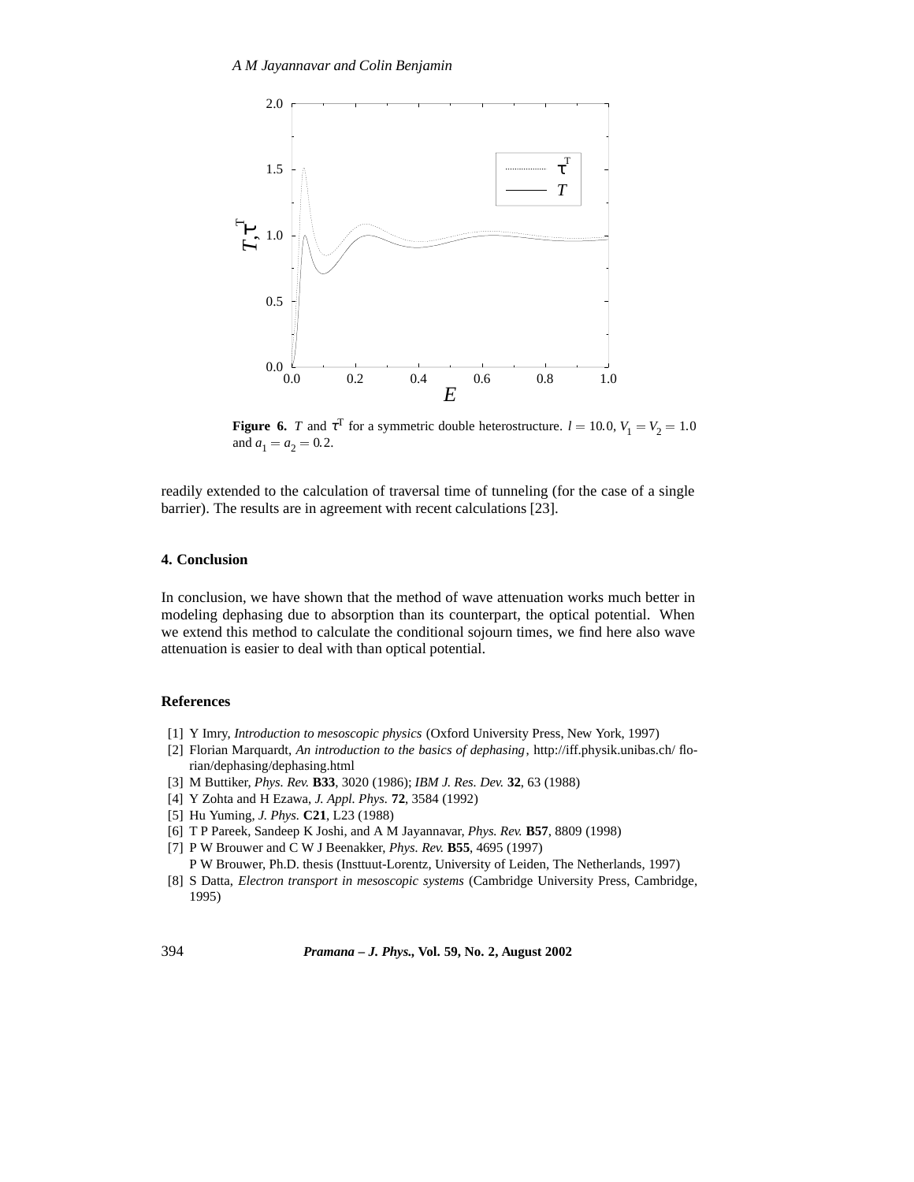2.0

1.5

1.0

0.5

0.0

0.0 0.2 0.4 0.6 0.8 1.0

$E$

$T, \tau^{T}$

$\tau^{T}$

$T$

**Figure 6.** $T$ and $\tau^{T}$ for a symmetric double heterostructure. $l = 10.0$, $V_1 = V_2 = 1.0$ and $a_1 = a_2 = 0.2$.

readily extended to the calculation of traversal time of tunneling (for the case of a single barrier). The results are in agreement with recent calculations [23].

## 4. Conclusion

In conclusion, we have shown that the method of wave attenuation works much better in modeling dephasing due to absorption than its counterpart, the optical potential. When we extend this method to calculate the conditional sojourn times, we find here also wave attenuation is easier to deal with than optical potential.

## References

[1] Y Imry, *Introduction to mesoscopic physics* (Oxford University Press, New York, 1997)
[2] Florian Marquardt, *An introduction to the basics of dephasing*, http://iff.physik.unibas.ch/ florian/dephasing/dephasing.html
[3] M Buttiker, *Phys. Rev.* **B33**, 3020 (1986); *IBM J. Res. Dev.* **32**, 63 (1988)
[4] Y Zohta and H Ezawa, *J. Appl. Phys.* **72**, 3584 (1992)
[5] Hu Yuming, *J. Phys.* **C21**, L23 (1988)
[6] T P Pareek, Sandeep K Joshi, and A M Jayannavar, *Phys. Rev.* **B57**, 8809 (1998)
[7] P W Brouwer and C W J Beenakker, *Phys. Rev.* **B55**, 4695 (1997)
P W Brouwer, Ph.D. thesis (Insttuut-Lorentz, University of Leiden, The Netherlands, 1997)
[8] S Datta, *Electron transport in mesoscopic systems* (Cambridge University Press, Cambridge, 1995)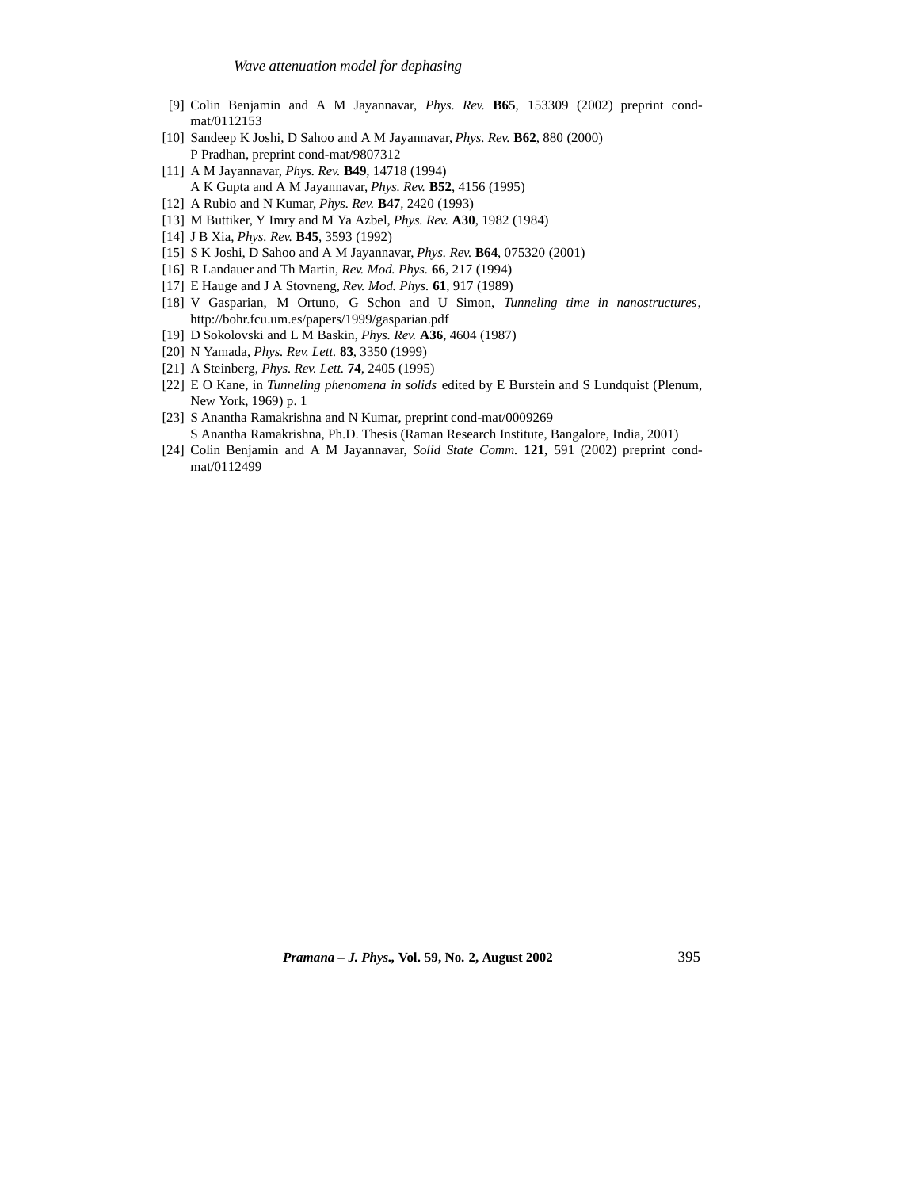[9] Colin Benjamin and A M Jayannavar, *Phys. Rev.* **B65**, 153309 (2002) preprint cond-mat/0112153

[10] Sandeep K Joshi, D Sahoo and A M Jayannavar, *Phys. Rev.* **B62**, 880 (2000)
P Pradhan, preprint cond-mat/9807312

[11] A M Jayannavar, *Phys. Rev.* **B49**, 14718 (1994)
A K Gupta and A M Jayannavar, *Phys. Rev.* **B52**, 4156 (1995)

[12] A Rubio and N Kumar, *Phys. Rev.* **B47**, 2420 (1993)

[13] M Buttiker, Y Imry and M Ya Azbel, *Phys. Rev.* **A30**, 1982 (1984)

[14] J B Xia, *Phys. Rev.* **B45**, 3593 (1992)

[15] S K Joshi, D Sahoo and A M Jayannavar, *Phys. Rev.* **B64**, 075320 (2001)

[16] R Landauer and Th Martin, *Rev. Mod. Phys.* **66**, 217 (1994)

[17] E Hauge and J A Stovneng, *Rev. Mod. Phys.* **61**, 917 (1989)

[18] V Gasparian, M Ortuno, G Schon and U Simon, *Tunneling time in nanostructures*, http://bohr.fcu.um.es/papers/1999/gasparian.pdf

[19] D Sokolovski and L M Baskin, *Phys. Rev.* **A36**, 4604 (1987)

[20] N Yamada, *Phys. Rev. Lett.* **83**, 3350 (1999)

[21] A Steinberg, *Phys. Rev. Lett.* **74**, 2405 (1995)

[22] E O Kane, in *Tunneling phenomena in solids* edited by E Burstein and S Lundquist (Plenum, New York, 1969) p. 1

[23] S Anantha Ramakrishna and N Kumar, preprint cond-mat/0009269
S Anantha Ramakrishna, Ph.D. Thesis (Raman Research Institute, Bangalore, India, 2001)

[24] Colin Benjamin and A M Jayannavar, *Solid State Comm.* **121**, 591 (2002) preprint cond-mat/0112499